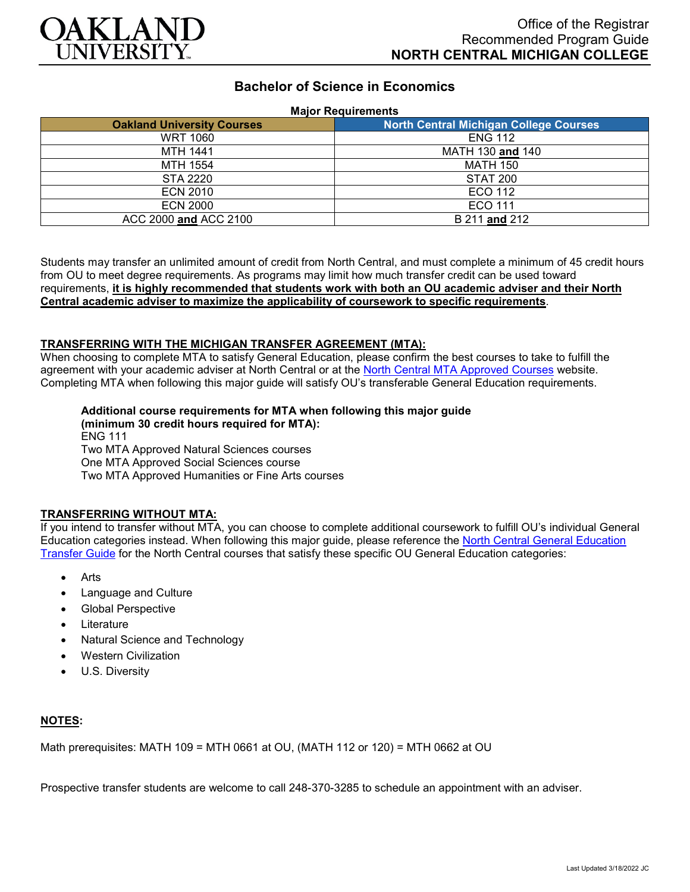OAKLAND UNIVERSITY

Office of the Registrar
Recommended Program Guide
**NORTH CENTRAL MICHIGAN COLLEGE**

# Bachelor of Science in Economics

**Major Requirements**

| Oakland University Courses | North Central Michigan College Courses |
|---|---|
| WRT 1060 | ENG 112 |
| MTH 1441 | MATH 130 **and** 140 |
| MTH 1554 | MATH 150 |
| STA 2220 | STAT 200 |
| ECN 2010 | ECO 112 |
| ECN 2000 | ECO 111 |
| ACC 2000 **and** ACC 2100 | B 211 **and** 212 |

Students may transfer an unlimited amount of credit from North Central, and must complete a minimum of 45 credit hours from OU to meet degree requirements. As programs may limit how much transfer credit can be used toward requirements, **it is highly recommended that students work with both an OU academic adviser and their North Central academic adviser to maximize the applicability of coursework to specific requirements**.

**TRANSFERRING WITH THE MICHIGAN TRANSFER AGREEMENT (MTA):**

When choosing to complete MTA to satisfy General Education, please confirm the best courses to take to fulfill the agreement with your academic adviser at North Central or at the North Central MTA Approved Courses website. Completing MTA when following this major guide will satisfy OU's transferable General Education requirements.

**Additional course requirements for MTA when following this major guide (minimum 30 credit hours required for MTA):**
ENG 111
Two MTA Approved Natural Sciences courses
One MTA Approved Social Sciences course
Two MTA Approved Humanities or Fine Arts courses

**TRANSFERRING WITHOUT MTA:**

If you intend to transfer without MTA, you can choose to complete additional coursework to fulfill OU's individual General Education categories instead. When following this major guide, please reference the North Central General Education Transfer Guide for the North Central courses that satisfy these specific OU General Education categories:

- Arts
- Language and Culture
- Global Perspective
- Literature
- Natural Science and Technology
- Western Civilization
- U.S. Diversity

**NOTES:**

Math prerequisites: MATH 109 = MTH 0661 at OU, (MATH 112 or 120) = MTH 0662 at OU

Prospective transfer students are welcome to call 248-370-3285 to schedule an appointment with an adviser.

Last Updated 3/18/2022 JC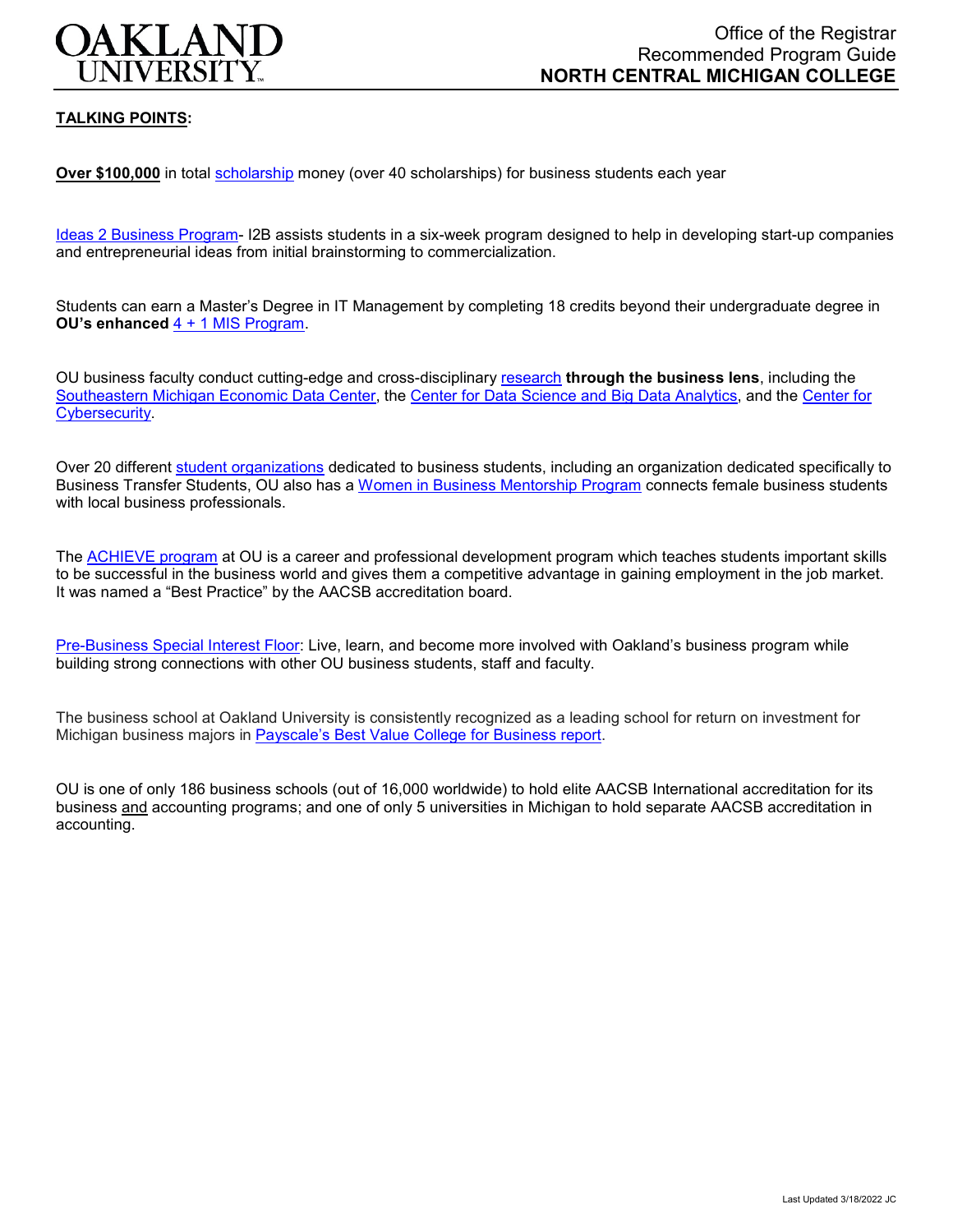**TALKING POINTS:**

**Over $100,000** in total scholarship money (over 40 scholarships) for business students each year

Ideas 2 Business Program- I2B assists students in a six-week program designed to help in developing start-up companies and entrepreneurial ideas from initial brainstorming to commercialization.

Students can earn a Master's Degree in IT Management by completing 18 credits beyond their undergraduate degree in **OU's enhanced** 4 + 1 MIS Program.

OU business faculty conduct cutting-edge and cross-disciplinary research **through the business lens**, including the Southeastern Michigan Economic Data Center, the Center for Data Science and Big Data Analytics, and the Center for Cybersecurity.

Over 20 different student organizations dedicated to business students, including an organization dedicated specifically to Business Transfer Students, OU also has a Women in Business Mentorship Program connects female business students with local business professionals.

The ACHIEVE program at OU is a career and professional development program which teaches students important skills to be successful in the business world and gives them a competitive advantage in gaining employment in the job market. It was named a "Best Practice" by the AACSB accreditation board.

Pre-Business Special Interest Floor: Live, learn, and become more involved with Oakland's business program while building strong connections with other OU business students, staff and faculty.

The business school at Oakland University is consistently recognized as a leading school for return on investment for Michigan business majors in Payscale's Best Value College for Business report.

OU is one of only 186 business schools (out of 16,000 worldwide) to hold elite AACSB International accreditation for its business and accounting programs; and one of only 5 universities in Michigan to hold separate AACSB accreditation in accounting.

Last Updated 3/18/2022 JC